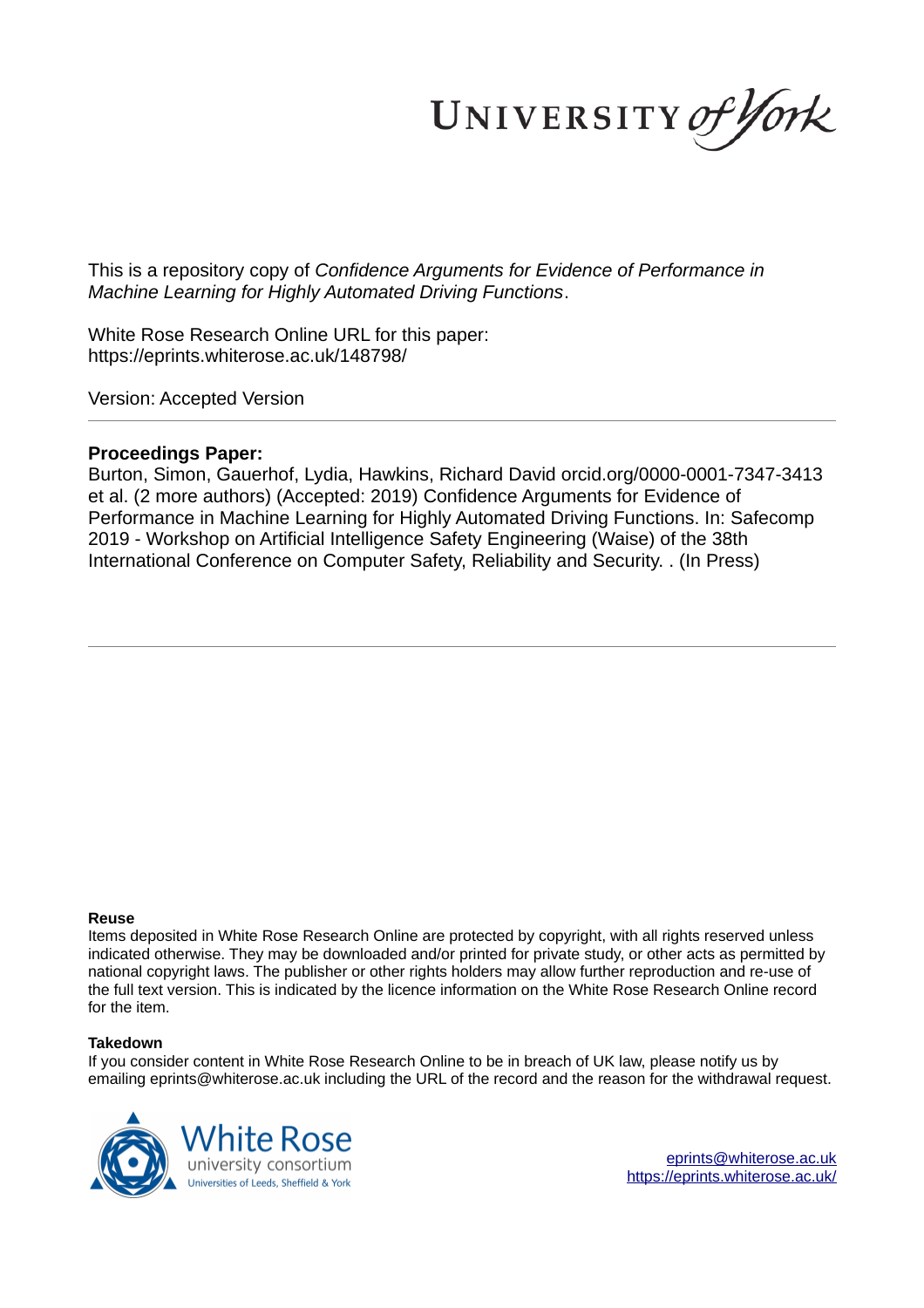This is a repository copy of *Confidence Arguments for Evidence of Performance in Machine Learning for Highly Automated Driving Functions*.

White Rose Research Online URL for this paper:
https://eprints.whiterose.ac.uk/148798/

Version: Accepted Version

---

**Proceedings Paper:**

Burton, Simon, Gauerhof, Lydia, Hawkins, Richard David orcid.org/0000-0001-7347-3413 et al. (2 more authors) (Accepted: 2019) Confidence Arguments for Evidence of Performance in Machine Learning for Highly Automated Driving Functions. In: Safecomp 2019 - Workshop on Artificial Intelligence Safety Engineering (Waise) of the 38th International Conference on Computer Safety, Reliability and Security. . (In Press)

---

**Reuse**

Items deposited in White Rose Research Online are protected by copyright, with all rights reserved unless indicated otherwise. They may be downloaded and/or printed for private study, or other acts as permitted by national copyright laws. The publisher or other rights holders may allow further reproduction and re-use of the full text version. This is indicated by the licence information on the White Rose Research Online record for the item.

**Takedown**

If you consider content in White Rose Research Online to be in breach of UK law, please notify us by emailing eprints@whiterose.ac.uk including the URL of the record and the reason for the withdrawal request.

eprints@whiterose.ac.uk
https://eprints.whiterose.ac.uk/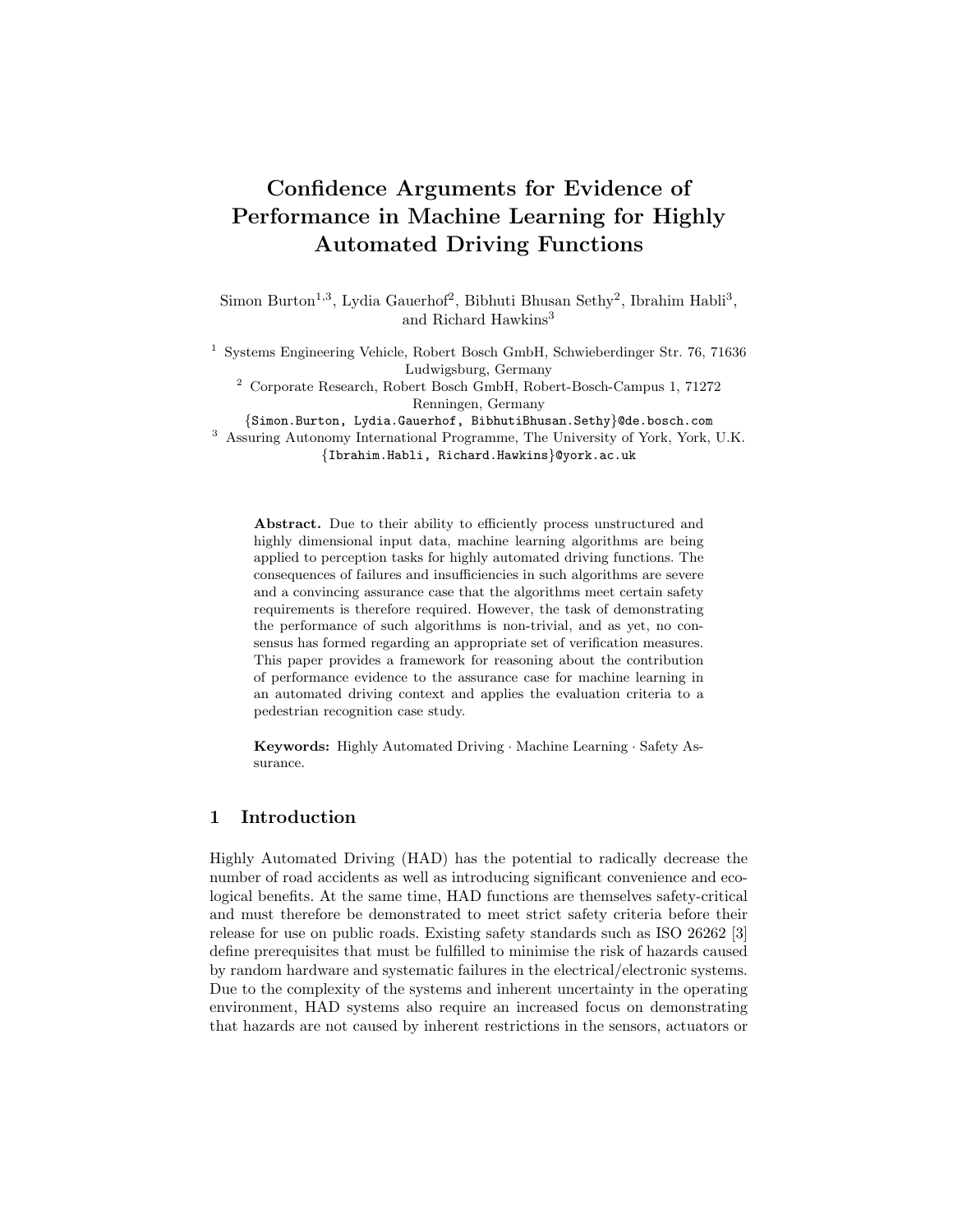# Confidence Arguments for Evidence of Performance in Machine Learning for Highly Automated Driving Functions

Simon Burton[1,3], Lydia Gauerhof[2], Bibhuti Bhusan Sethy[2], Ibrahim Habli[3], and Richard Hawkins[3]

[1] Systems Engineering Vehicle, Robert Bosch GmbH, Schwieberdinger Str. 76, 71636 Ludwigsburg, Germany

[2] Corporate Research, Robert Bosch GmbH, Robert-Bosch-Campus 1, 71272 Renningen, Germany

{Simon.Burton, Lydia.Gauerhof, BibhutiBhusan.Sethy}@de.bosch.com

[3] Assuring Autonomy International Programme, The University of York, York, U.K.

{Ibrahim.Habli, Richard.Hawkins}@york.ac.uk

**Abstract.** Due to their ability to efficiently process unstructured and highly dimensional input data, machine learning algorithms are being applied to perception tasks for highly automated driving functions. The consequences of failures and insufficiencies in such algorithms are severe and a convincing assurance case that the algorithms meet certain safety requirements is therefore required. However, the task of demonstrating the performance of such algorithms is non-trivial, and as yet, no consensus has formed regarding an appropriate set of verification measures. This paper provides a framework for reasoning about the contribution of performance evidence to the assurance case for machine learning in an automated driving context and applies the evaluation criteria to a pedestrian recognition case study.

**Keywords:** Highly Automated Driving · Machine Learning · Safety Assurance.

## 1 Introduction

Highly Automated Driving (HAD) has the potential to radically decrease the number of road accidents as well as introducing significant convenience and ecological benefits. At the same time, HAD functions are themselves safety-critical and must therefore be demonstrated to meet strict safety criteria before their release for use on public roads. Existing safety standards such as ISO 26262 [3] define prerequisites that must be fulfilled to minimise the risk of hazards caused by random hardware and systematic failures in the electrical/electronic systems. Due to the complexity of the systems and inherent uncertainty in the operating environment, HAD systems also require an increased focus on demonstrating that hazards are not caused by inherent restrictions in the sensors, actuators or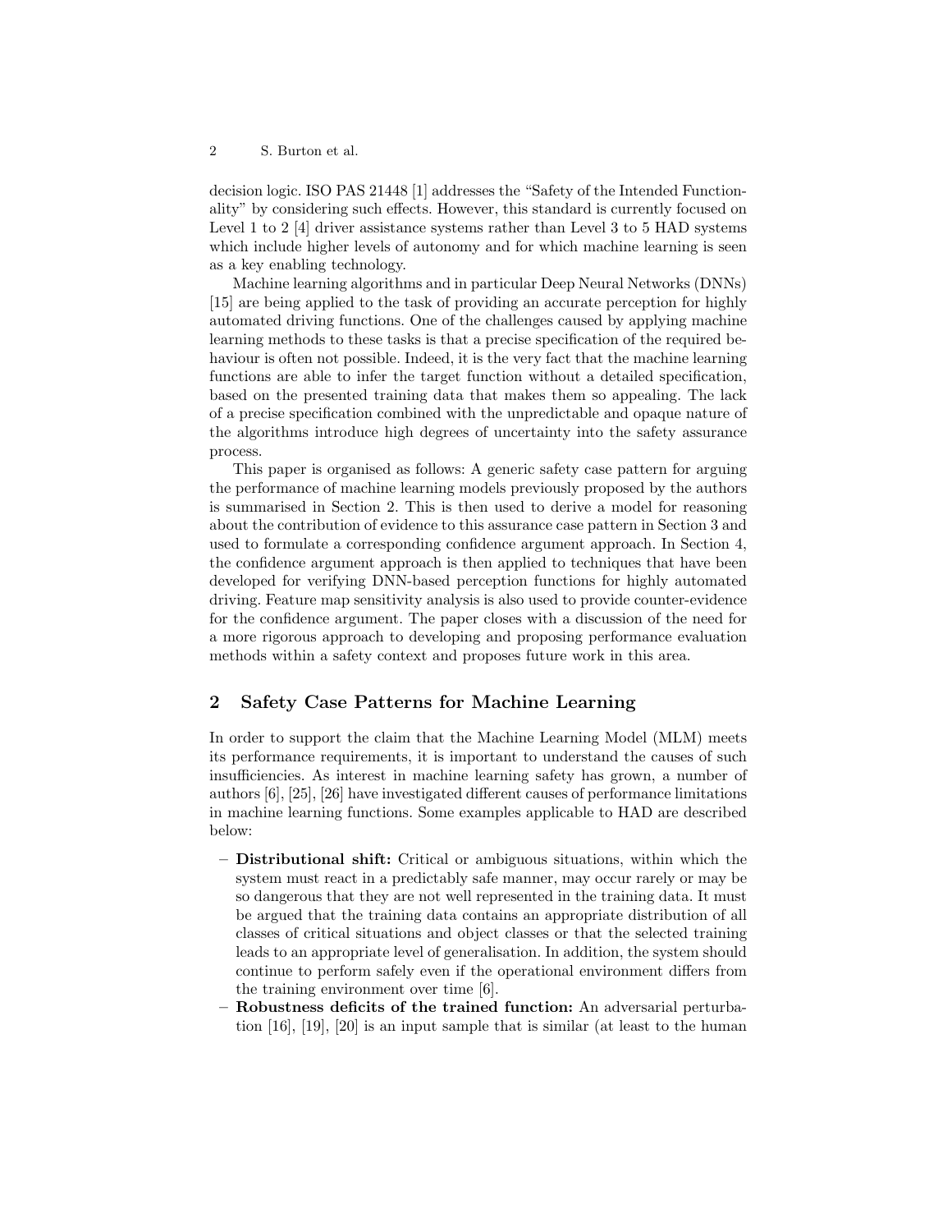decision logic. ISO PAS 21448 [1] addresses the "Safety of the Intended Functionality" by considering such effects. However, this standard is currently focused on Level 1 to 2 [4] driver assistance systems rather than Level 3 to 5 HAD systems which include higher levels of autonomy and for which machine learning is seen as a key enabling technology.

Machine learning algorithms and in particular Deep Neural Networks (DNNs) [15] are being applied to the task of providing an accurate perception for highly automated driving functions. One of the challenges caused by applying machine learning methods to these tasks is that a precise specification of the required behaviour is often not possible. Indeed, it is the very fact that the machine learning functions are able to infer the target function without a detailed specification, based on the presented training data that makes them so appealing. The lack of a precise specification combined with the unpredictable and opaque nature of the algorithms introduce high degrees of uncertainty into the safety assurance process.

This paper is organised as follows: A generic safety case pattern for arguing the performance of machine learning models previously proposed by the authors is summarised in Section 2. This is then used to derive a model for reasoning about the contribution of evidence to this assurance case pattern in Section 3 and used to formulate a corresponding confidence argument approach. In Section 4, the confidence argument approach is then applied to techniques that have been developed for verifying DNN-based perception functions for highly automated driving. Feature map sensitivity analysis is also used to provide counter-evidence for the confidence argument. The paper closes with a discussion of the need for a more rigorous approach to developing and proposing performance evaluation methods within a safety context and proposes future work in this area.

## 2 Safety Case Patterns for Machine Learning

In order to support the claim that the Machine Learning Model (MLM) meets its performance requirements, it is important to understand the causes of such insufficiencies. As interest in machine learning safety has grown, a number of authors [6], [25], [26] have investigated different causes of performance limitations in machine learning functions. Some examples applicable to HAD are described below:

- **Distributional shift:** Critical or ambiguous situations, within which the system must react in a predictably safe manner, may occur rarely or may be so dangerous that they are not well represented in the training data. It must be argued that the training data contains an appropriate distribution of all classes of critical situations and object classes or that the selected training leads to an appropriate level of generalisation. In addition, the system should continue to perform safely even if the operational environment differs from the training environment over time [6].
- **Robustness deficits of the trained function:** An adversarial perturbation [16], [19], [20] is an input sample that is similar (at least to the human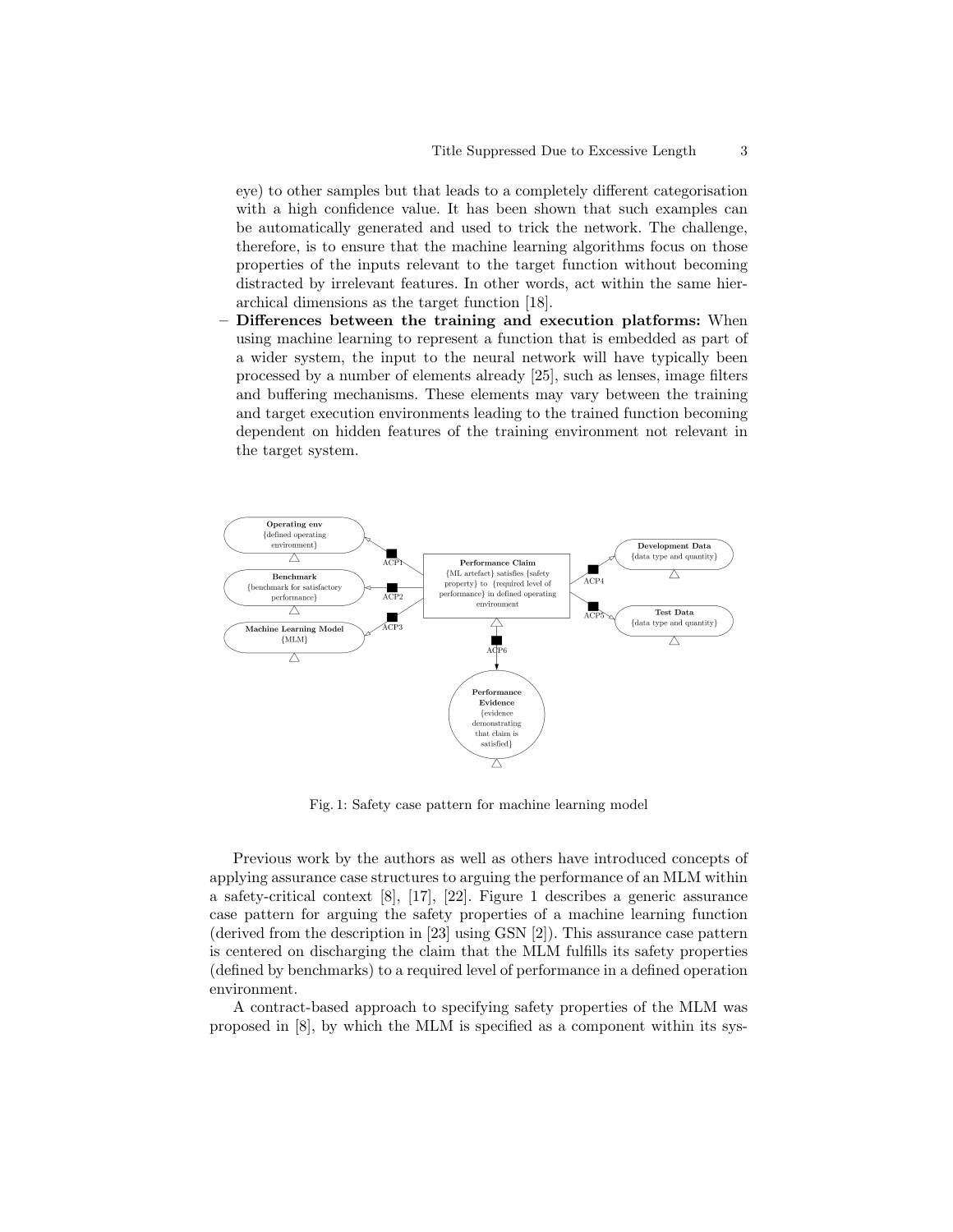eye) to other samples but that leads to a completely different categorisation with a high confidence value. It has been shown that such examples can be automatically generated and used to trick the network. The challenge, therefore, is to ensure that the machine learning algorithms focus on those properties of the inputs relevant to the target function without becoming distracted by irrelevant features. In other words, act within the same hierarchical dimensions as the target function [18].

- **Differences between the training and execution platforms:** When using machine learning to represent a function that is embedded as part of a wider system, the input to the neural network will have typically been processed by a number of elements already [25], such as lenses, image filters and buffering mechanisms. These elements may vary between the training and target execution environments leading to the trained function becoming dependent on hidden features of the training environment not relevant in the target system.

Fig. 1: Safety case pattern for machine learning model

Previous work by the authors as well as others have introduced concepts of applying assurance case structures to arguing the performance of an MLM within a safety-critical context [8], [17], [22]. Figure 1 describes a generic assurance case pattern for arguing the safety properties of a machine learning function (derived from the description in [23] using GSN [2]). This assurance case pattern is centered on discharging the claim that the MLM fulfills its safety properties (defined by benchmarks) to a required level of performance in a defined operation environment.

A contract-based approach to specifying safety properties of the MLM was proposed in [8], by which the MLM is specified as a component within its sys-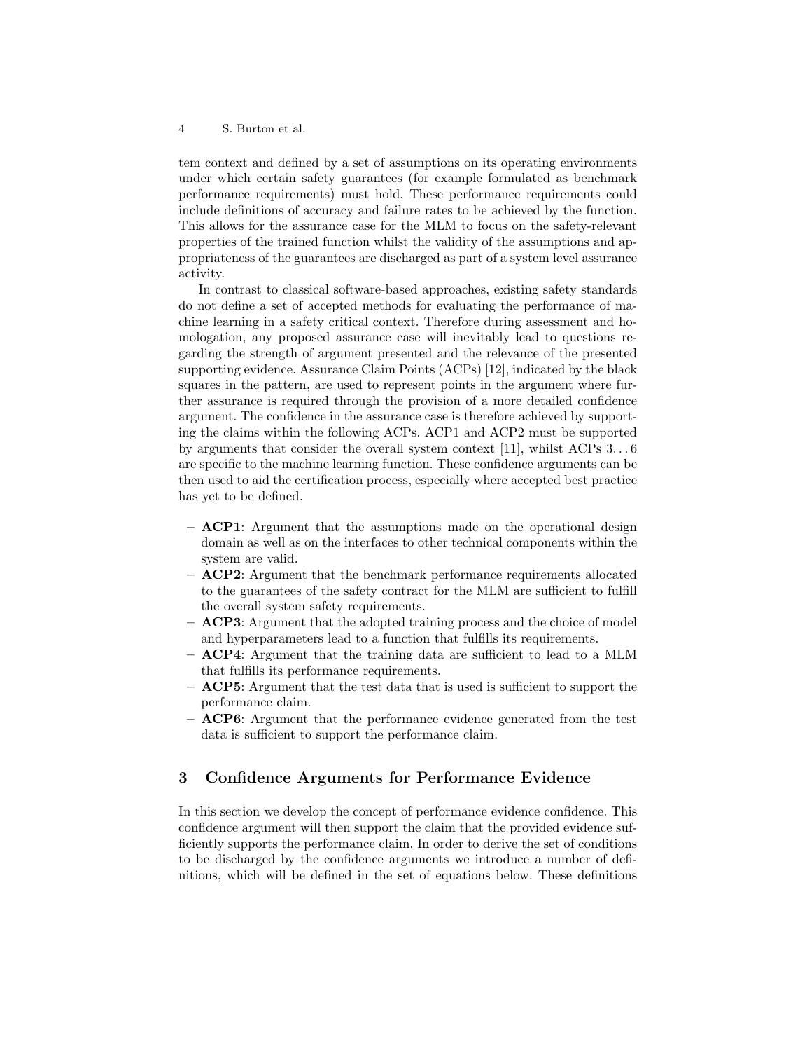tem context and defined by a set of assumptions on its operating environments under which certain safety guarantees (for example formulated as benchmark performance requirements) must hold. These performance requirements could include definitions of accuracy and failure rates to be achieved by the function. This allows for the assurance case for the MLM to focus on the safety-relevant properties of the trained function whilst the validity of the assumptions and appropriateness of the guarantees are discharged as part of a system level assurance activity.

In contrast to classical software-based approaches, existing safety standards do not define a set of accepted methods for evaluating the performance of machine learning in a safety critical context. Therefore during assessment and homologation, any proposed assurance case will inevitably lead to questions regarding the strength of argument presented and the relevance of the presented supporting evidence. Assurance Claim Points (ACPs) [12], indicated by the black squares in the pattern, are used to represent points in the argument where further assurance is required through the provision of a more detailed confidence argument. The confidence in the assurance case is therefore achieved by supporting the claims within the following ACPs. ACP1 and ACP2 must be supported by arguments that consider the overall system context [11], whilst ACPs 3. . . 6 are specific to the machine learning function. These confidence arguments can be then used to aid the certification process, especially where accepted best practice has yet to be defined.

- **ACP1**: Argument that the assumptions made on the operational design domain as well as on the interfaces to other technical components within the system are valid.
- **ACP2**: Argument that the benchmark performance requirements allocated to the guarantees of the safety contract for the MLM are sufficient to fulfill the overall system safety requirements.
- **ACP3**: Argument that the adopted training process and the choice of model and hyperparameters lead to a function that fulfills its requirements.
- **ACP4**: Argument that the training data are sufficient to lead to a MLM that fulfills its performance requirements.
- **ACP5**: Argument that the test data that is used is sufficient to support the performance claim.
- **ACP6**: Argument that the performance evidence generated from the test data is sufficient to support the performance claim.

## 3 Confidence Arguments for Performance Evidence

In this section we develop the concept of performance evidence confidence. This confidence argument will then support the claim that the provided evidence sufficiently supports the performance claim. In order to derive the set of conditions to be discharged by the confidence arguments we introduce a number of definitions, which will be defined in the set of equations below. These definitions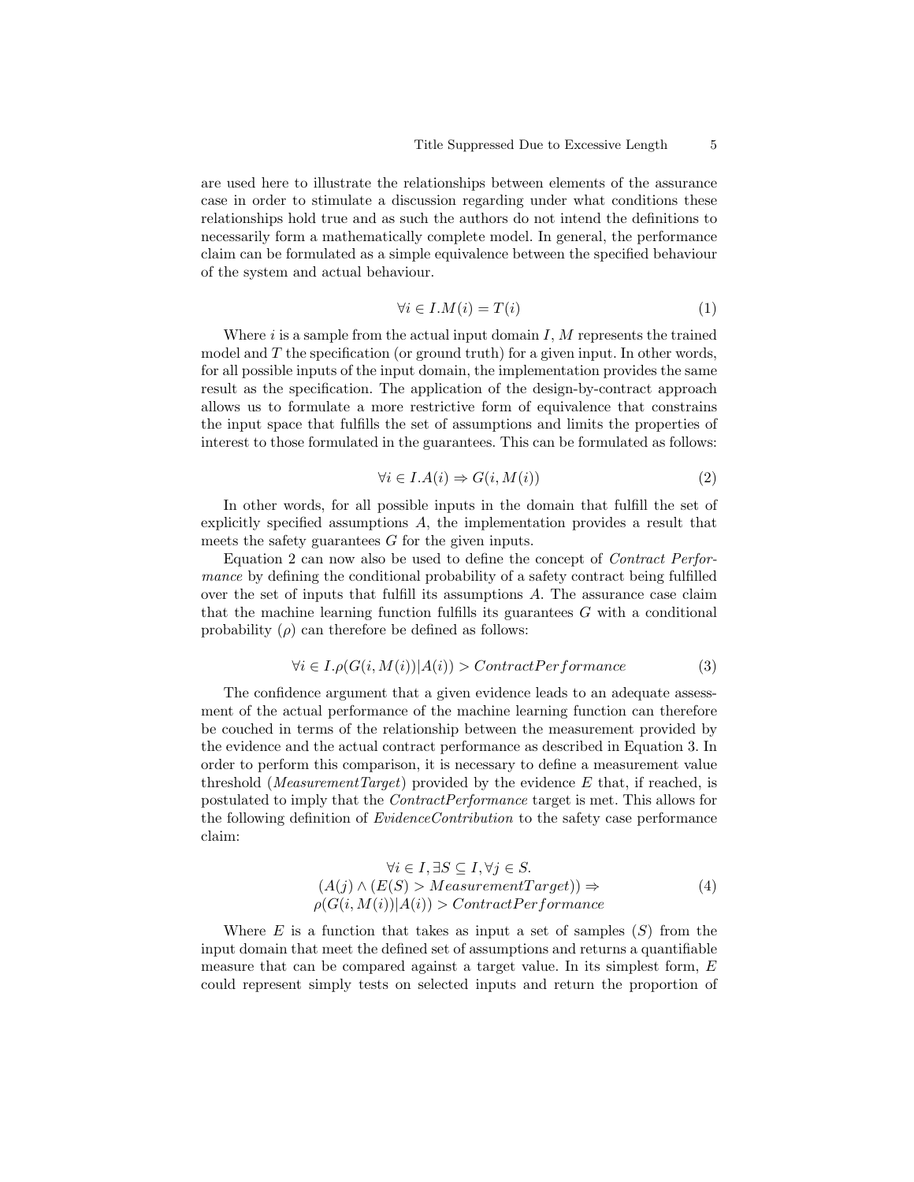are used here to illustrate the relationships between elements of the assurance case in order to stimulate a discussion regarding under what conditions these relationships hold true and as such the authors do not intend the definitions to necessarily form a mathematically complete model. In general, the performance claim can be formulated as a simple equivalence between the specified behaviour of the system and actual behaviour.

$$\forall i \in I.M(i) = T(i) \tag{1}$$

Where $i$ is a sample from the actual input domain $I$, $M$ represents the trained model and $T$ the specification (or ground truth) for a given input. In other words, for all possible inputs of the input domain, the implementation provides the same result as the specification. The application of the design-by-contract approach allows us to formulate a more restrictive form of equivalence that constrains the input space that fulfills the set of assumptions and limits the properties of interest to those formulated in the guarantees. This can be formulated as follows:

$$\forall i \in I.A(i) \Rightarrow G(i, M(i)) \tag{2}$$

In other words, for all possible inputs in the domain that fulfill the set of explicitly specified assumptions $A$, the implementation provides a result that meets the safety guarantees $G$ for the given inputs.

Equation 2 can now also be used to define the concept of *Contract Performance* by defining the conditional probability of a safety contract being fulfilled over the set of inputs that fulfill its assumptions $A$. The assurance case claim that the machine learning function fulfills its guarantees $G$ with a conditional probability ($\rho$) can therefore be defined as follows:

$$\forall i \in I.\rho(G(i, M(i))|A(i)) > ContractPerformance \tag{3}$$

The confidence argument that a given evidence leads to an adequate assessment of the actual performance of the machine learning function can therefore be couched in terms of the relationship between the measurement provided by the evidence and the actual contract performance as described in Equation 3. In order to perform this comparison, it is necessary to define a measurement value threshold (*MeasurementTarget*) provided by the evidence $E$ that, if reached, is postulated to imply that the *ContractPerformance* target is met. This allows for the following definition of *EvidenceContribution* to the safety case performance claim:

$$\begin{gathered} \forall i \in I, \exists S \subseteq I, \forall j \in S. \\ (A(j) \wedge (E(S) > MeasurementTarget)) \Rightarrow \\ \rho(G(i, M(i))|A(i)) > ContractPerformance \end{gathered} \tag{4}$$

Where $E$ is a function that takes as input a set of samples ($S$) from the input domain that meet the defined set of assumptions and returns a quantifiable measure that can be compared against a target value. In its simplest form, $E$ could represent simply tests on selected inputs and return the proportion of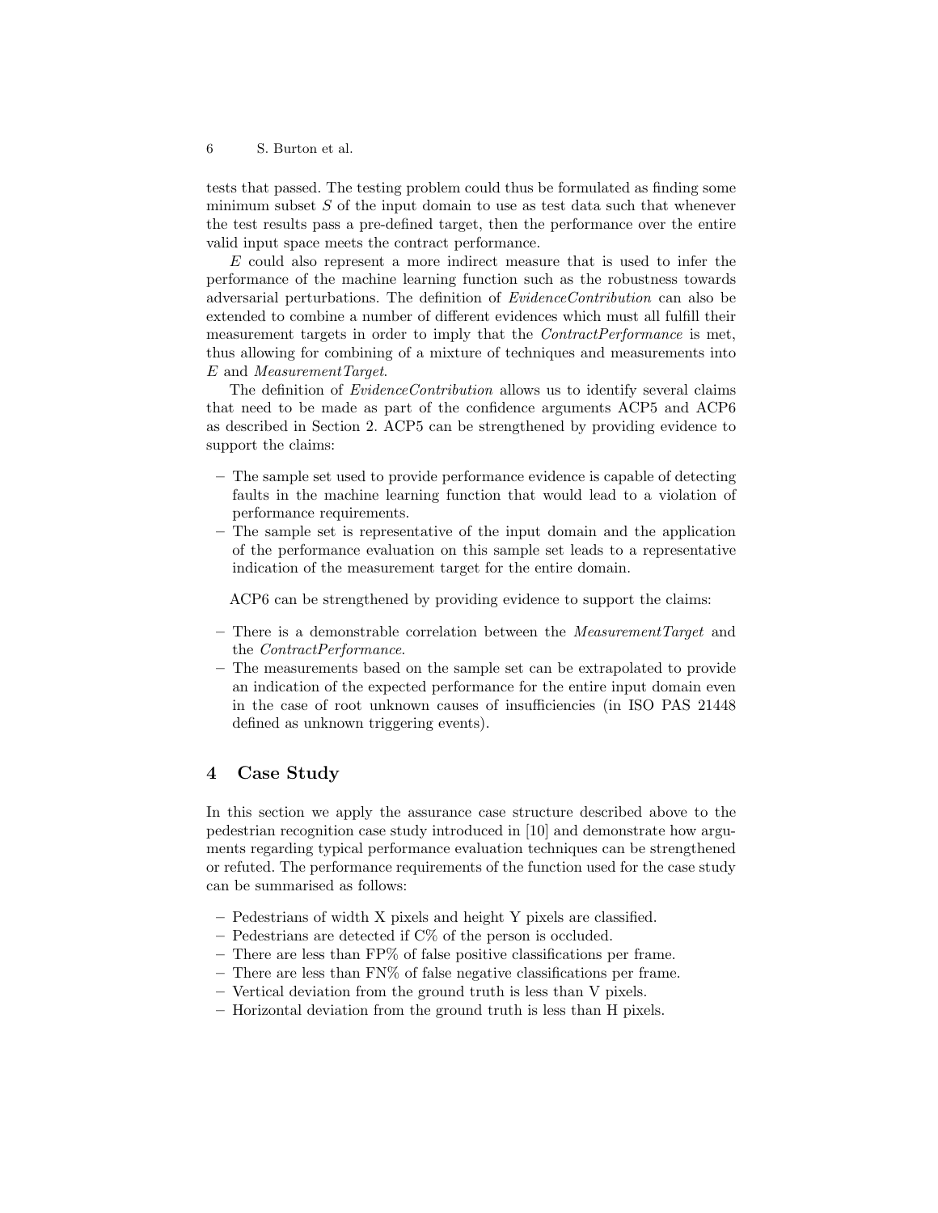tests that passed. The testing problem could thus be formulated as finding some minimum subset $S$ of the input domain to use as test data such that whenever the test results pass a pre-defined target, then the performance over the entire valid input space meets the contract performance.

$E$ could also represent a more indirect measure that is used to infer the performance of the machine learning function such as the robustness towards adversarial perturbations. The definition of *EvidenceContribution* can also be extended to combine a number of different evidences which must all fulfill their measurement targets in order to imply that the *ContractPerformance* is met, thus allowing for combining of a mixture of techniques and measurements into $E$ and *MeasurementTarget*.

The definition of *EvidenceContribution* allows us to identify several claims that need to be made as part of the confidence arguments ACP5 and ACP6 as described in Section 2. ACP5 can be strengthened by providing evidence to support the claims:

- The sample set used to provide performance evidence is capable of detecting faults in the machine learning function that would lead to a violation of performance requirements.
- The sample set is representative of the input domain and the application of the performance evaluation on this sample set leads to a representative indication of the measurement target for the entire domain.

ACP6 can be strengthened by providing evidence to support the claims:

- There is a demonstrable correlation between the *MeasurementTarget* and the *ContractPerformance*.
- The measurements based on the sample set can be extrapolated to provide an indication of the expected performance for the entire input domain even in the case of root unknown causes of insufficiencies (in ISO PAS 21448 defined as unknown triggering events).

## 4 Case Study

In this section we apply the assurance case structure described above to the pedestrian recognition case study introduced in [10] and demonstrate how arguments regarding typical performance evaluation techniques can be strengthened or refuted. The performance requirements of the function used for the case study can be summarised as follows:

- Pedestrians of width X pixels and height Y pixels are classified.
- Pedestrians are detected if C% of the person is occluded.
- There are less than FP% of false positive classifications per frame.
- There are less than FN% of false negative classifications per frame.
- Vertical deviation from the ground truth is less than V pixels.
- Horizontal deviation from the ground truth is less than H pixels.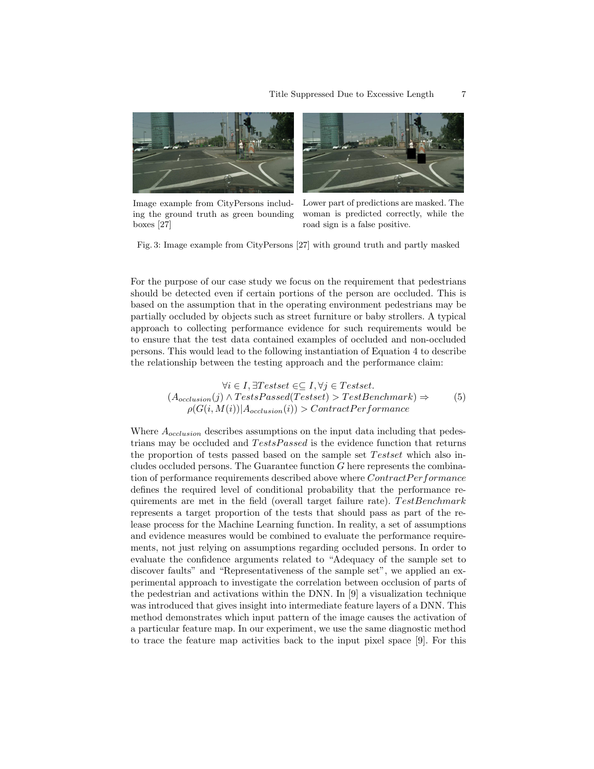Image example from CityPersons including the ground truth as green bounding boxes [27]

Lower part of predictions are masked. The woman is predicted correctly, while the road sign is a false positive.

Fig. 3: Image example from CityPersons [27] with ground truth and partly masked

For the purpose of our case study we focus on the requirement that pedestrians should be detected even if certain portions of the person are occluded. This is based on the assumption that in the operating environment pedestrians may be partially occluded by objects such as street furniture or baby strollers. A typical approach to collecting performance evidence for such requirements would be to ensure that the test data contained examples of occluded and non-occluded persons. This would lead to the following instantiation of Equation 4 to describe the relationship between the testing approach and the performance claim:

$$\begin{gathered}\forall i \in I, \exists Testset \in\subseteq I, \forall j \in Testset. \\ (A_{occlusion}(j) \wedge TestsPassed(Testset) > TestBenchmark) \Rightarrow \\ \rho(G(i, M(i))|A_{occlusion}(i)) > ContractPerformance\end{gathered} \tag{5}$$

Where $A_{occlusion}$ describes assumptions on the input data including that pedestrians may be occluded and $TestsPassed$ is the evidence function that returns the proportion of tests passed based on the sample set $Testset$ which also includes occluded persons. The Guarantee function $G$ here represents the combination of performance requirements described above where $ContractPerformance$ defines the required level of conditional probability that the performance requirements are met in the field (overall target failure rate). $TestBenchmark$ represents a target proportion of the tests that should pass as part of the release process for the Machine Learning function. In reality, a set of assumptions and evidence measures would be combined to evaluate the performance requirements, not just relying on assumptions regarding occluded persons. In order to evaluate the confidence arguments related to "Adequacy of the sample set to discover faults" and "Representativeness of the sample set", we applied an experimental approach to investigate the correlation between occlusion of parts of the pedestrian and activations within the DNN. In [9] a visualization technique was introduced that gives insight into intermediate feature layers of a DNN. This method demonstrates which input pattern of the image causes the activation of a particular feature map. In our experiment, we use the same diagnostic method to trace the feature map activities back to the input pixel space [9]. For this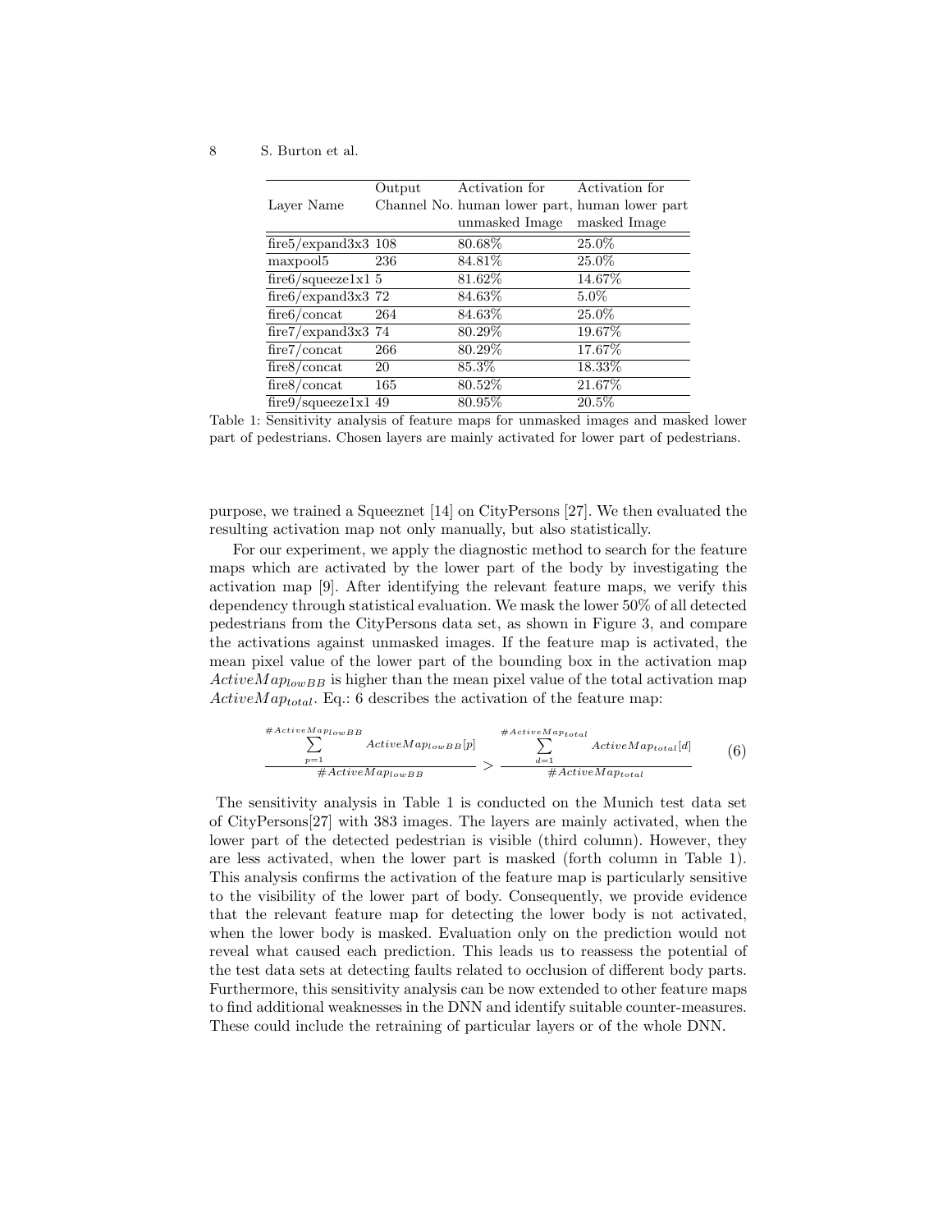| Layer Name | Output Channel No. | Activation for human lower part, unmasked Image | Activation for human lower part masked Image |
|---|---|---|---|
| fire5/expand3x3 | 108 | 80.68% | 25.0% |
| maxpool5 | 236 | 84.81% | 25.0% |
| fire6/squeeze1x1 | 5 | 81.62% | 14.67% |
| fire6/expand3x3 | 72 | 84.63% | 5.0% |
| fire6/concat | 264 | 84.63% | 25.0% |
| fire7/expand3x3 | 74 | 80.29% | 19.67% |
| fire7/concat | 266 | 80.29% | 17.67% |
| fire8/concat | 20 | 85.3% | 18.33% |
| fire8/concat | 165 | 80.52% | 21.67% |
| fire9/squeeze1x1 | 49 | 80.95% | 20.5% |

Table 1: Sensitivity analysis of feature maps for unmasked images and masked lower part of pedestrians. Chosen layers are mainly activated for lower part of pedestrians.

purpose, we trained a Squeeznet [14] on CityPersons [27]. We then evaluated the resulting activation map not only manually, but also statistically.

For our experiment, we apply the diagnostic method to search for the feature maps which are activated by the lower part of the body by investigating the activation map [9]. After identifying the relevant feature maps, we verify this dependency through statistical evaluation. We mask the lower 50% of all detected pedestrians from the CityPersons data set, as shown in Figure 3, and compare the activations against unmasked images. If the feature map is activated, the mean pixel value of the lower part of the bounding box in the activation map $ActiveMap_{lowBB}$ is higher than the mean pixel value of the total activation map $ActiveMap_{total}$. Eq.: 6 describes the activation of the feature map:

$$\frac{\sum_{p=1}^{\#ActiveMap_{lowBB}} ActiveMap_{lowBB}[p]}{\#ActiveMap_{lowBB}} > \frac{\sum_{d=1}^{\#ActiveMap_{total}} ActiveMap_{total}[d]}{\#ActiveMap_{total}} \quad (6)$$

The sensitivity analysis in Table 1 is conducted on the Munich test data set of CityPersons[27] with 383 images. The layers are mainly activated, when the lower part of the detected pedestrian is visible (third column). However, they are less activated, when the lower part is masked (forth column in Table 1). This analysis confirms the activation of the feature map is particularly sensitive to the visibility of the lower part of body. Consequently, we provide evidence that the relevant feature map for detecting the lower body is not activated, when the lower body is masked. Evaluation only on the prediction would not reveal what caused each prediction. This leads us to reassess the potential of the test data sets at detecting faults related to occlusion of different body parts. Furthermore, this sensitivity analysis can be now extended to other feature maps to find additional weaknesses in the DNN and identify suitable counter-measures. These could include the retraining of particular layers or of the whole DNN.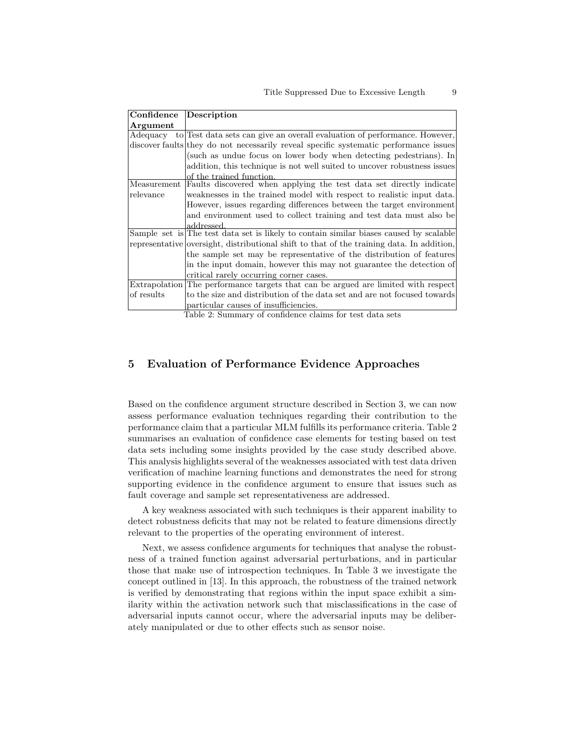| Confidence Argument | Description |
|---|---|
| Adequacy to discover faults | Test data sets can give an overall evaluation of performance. However, they do not necessarily reveal specific systematic performance issues (such as undue focus on lower body when detecting pedestrians). In addition, this technique is not well suited to uncover robustness issues of the trained function. |
| Measurement relevance | Faults discovered when applying the test data set directly indicate weaknesses in the trained model with respect to realistic input data. However, issues regarding differences between the target environment and environment used to collect training and test data must also be addressed. |
| Sample set is representative | The test data set is likely to contain similar biases caused by scalable oversight, distributional shift to that of the training data. In addition, the sample set may be representative of the distribution of features in the input domain, however this may not guarantee the detection of critical rarely occurring corner cases. |
| Extrapolation of results | The performance targets that can be argued are limited with respect to the size and distribution of the data set and are not focused towards particular causes of insufficiencies. |

Table 2: Summary of confidence claims for test data sets

## 5 Evaluation of Performance Evidence Approaches

Based on the confidence argument structure described in Section 3, we can now assess performance evaluation techniques regarding their contribution to the performance claim that a particular MLM fulfills its performance criteria. Table 2 summarises an evaluation of confidence case elements for testing based on test data sets including some insights provided by the case study described above. This analysis highlights several of the weaknesses associated with test data driven verification of machine learning functions and demonstrates the need for strong supporting evidence in the confidence argument to ensure that issues such as fault coverage and sample set representativeness are addressed.

A key weakness associated with such techniques is their apparent inability to detect robustness deficits that may not be related to feature dimensions directly relevant to the properties of the operating environment of interest.

Next, we assess confidence arguments for techniques that analyse the robustness of a trained function against adversarial perturbations, and in particular those that make use of introspection techniques. In Table 3 we investigate the concept outlined in [13]. In this approach, the robustness of the trained network is verified by demonstrating that regions within the input space exhibit a similarity within the activation network such that misclassifications in the case of adversarial inputs cannot occur, where the adversarial inputs may be deliberately manipulated or due to other effects such as sensor noise.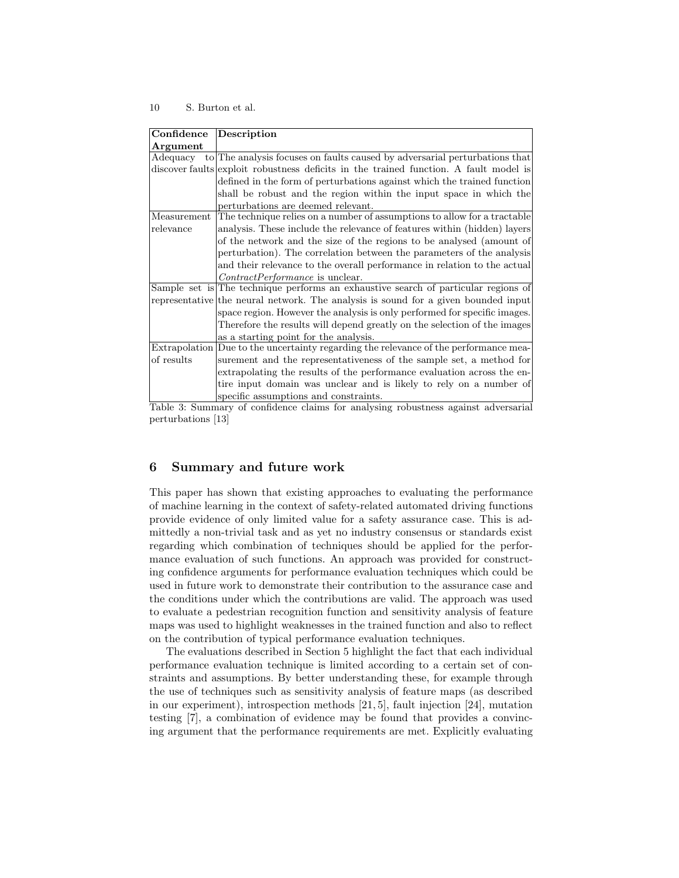| Confidence Argument | Description |
|---|---|
| Adequacy to discover faults | The analysis focuses on faults caused by adversarial perturbations that exploit robustness deficits in the trained function. A fault model is defined in the form of perturbations against which the trained function shall be robust and the region within the input space in which the perturbations are deemed relevant. |
| Measurement relevance | The technique relies on a number of assumptions to allow for a tractable analysis. These include the relevance of features within (hidden) layers of the network and the size of the regions to be analysed (amount of perturbation). The correlation between the parameters of the analysis and their relevance to the overall performance in relation to the actual *ContractPerformance* is unclear. |
| Sample set is representative | The technique performs an exhaustive search of particular regions of the neural network. The analysis is sound for a given bounded input space region. However the analysis is only performed for specific images. Therefore the results will depend greatly on the selection of the images as a starting point for the analysis. |
| Extrapolation of results | Due to the uncertainty regarding the relevance of the performance measurement and the representativeness of the sample set, a method for extrapolating the results of the performance evaluation across the entire input domain was unclear and is likely to rely on a number of specific assumptions and constraints. |

Table 3: Summary of confidence claims for analysing robustness against adversarial perturbations [13]

## 6 Summary and future work

This paper has shown that existing approaches to evaluating the performance of machine learning in the context of safety-related automated driving functions provide evidence of only limited value for a safety assurance case. This is admittedly a non-trivial task and as yet no industry consensus or standards exist regarding which combination of techniques should be applied for the performance evaluation of such functions. An approach was provided for constructing confidence arguments for performance evaluation techniques which could be used in future work to demonstrate their contribution to the assurance case and the conditions under which the contributions are valid. The approach was used to evaluate a pedestrian recognition function and sensitivity analysis of feature maps was used to highlight weaknesses in the trained function and also to reflect on the contribution of typical performance evaluation techniques.

The evaluations described in Section 5 highlight the fact that each individual performance evaluation technique is limited according to a certain set of constraints and assumptions. By better understanding these, for example through the use of techniques such as sensitivity analysis of feature maps (as described in our experiment), introspection methods [21, 5], fault injection [24], mutation testing [7], a combination of evidence may be found that provides a convincing argument that the performance requirements are met. Explicitly evaluating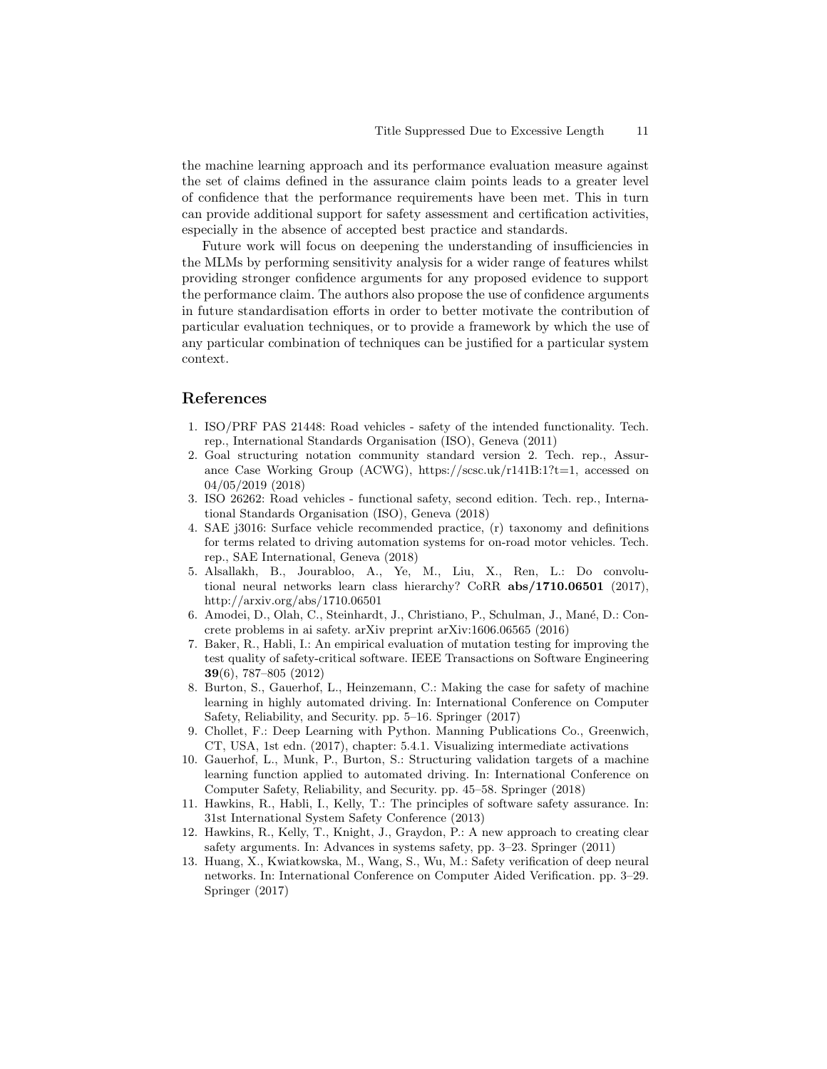the machine learning approach and its performance evaluation measure against the set of claims defined in the assurance claim points leads to a greater level of confidence that the performance requirements have been met. This in turn can provide additional support for safety assessment and certification activities, especially in the absence of accepted best practice and standards.

Future work will focus on deepening the understanding of insufficiencies in the MLMs by performing sensitivity analysis for a wider range of features whilst providing stronger confidence arguments for any proposed evidence to support the performance claim. The authors also propose the use of confidence arguments in future standardisation efforts in order to better motivate the contribution of particular evaluation techniques, or to provide a framework by which the use of any particular combination of techniques can be justified for a particular system context.

## References

1. ISO/PRF PAS 21448: Road vehicles - safety of the intended functionality. Tech. rep., International Standards Organisation (ISO), Geneva (2011)
2. Goal structuring notation community standard version 2. Tech. rep., Assurance Case Working Group (ACWG), https://scsc.uk/r141B:1?t=1, accessed on 04/05/2019 (2018)
3. ISO 26262: Road vehicles - functional safety, second edition. Tech. rep., International Standards Organisation (ISO), Geneva (2018)
4. SAE j3016: Surface vehicle recommended practice, (r) taxonomy and definitions for terms related to driving automation systems for on-road motor vehicles. Tech. rep., SAE International, Geneva (2018)
5. Alsallakh, B., Jourabloo, A., Ye, M., Liu, X., Ren, L.: Do convolutional neural networks learn class hierarchy? CoRR **abs/1710.06501** (2017), http://arxiv.org/abs/1710.06501
6. Amodei, D., Olah, C., Steinhardt, J., Christiano, P., Schulman, J., Mané, D.: Concrete problems in ai safety. arXiv preprint arXiv:1606.06565 (2016)
7. Baker, R., Habli, I.: An empirical evaluation of mutation testing for improving the test quality of safety-critical software. IEEE Transactions on Software Engineering **39**(6), 787–805 (2012)
8. Burton, S., Gauerhof, L., Heinzemann, C.: Making the case for safety of machine learning in highly automated driving. In: International Conference on Computer Safety, Reliability, and Security. pp. 5–16. Springer (2017)
9. Chollet, F.: Deep Learning with Python. Manning Publications Co., Greenwich, CT, USA, 1st edn. (2017), chapter: 5.4.1. Visualizing intermediate activations
10. Gauerhof, L., Munk, P., Burton, S.: Structuring validation targets of a machine learning function applied to automated driving. In: International Conference on Computer Safety, Reliability, and Security. pp. 45–58. Springer (2018)
11. Hawkins, R., Habli, I., Kelly, T.: The principles of software safety assurance. In: 31st International System Safety Conference (2013)
12. Hawkins, R., Kelly, T., Knight, J., Graydon, P.: A new approach to creating clear safety arguments. In: Advances in systems safety, pp. 3–23. Springer (2011)
13. Huang, X., Kwiatkowska, M., Wang, S., Wu, M.: Safety verification of deep neural networks. In: International Conference on Computer Aided Verification. pp. 3–29. Springer (2017)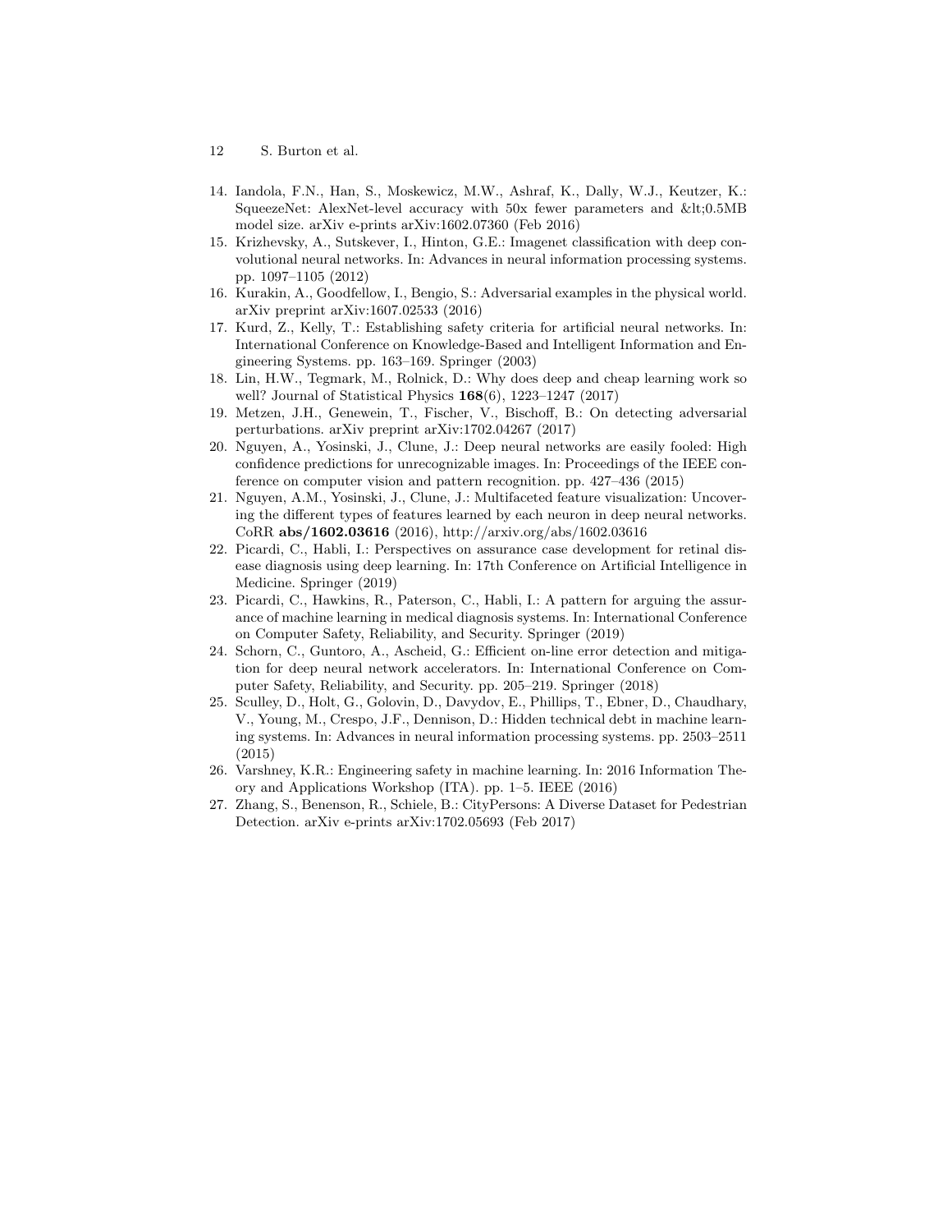14. Iandola, F.N., Han, S., Moskewicz, M.W., Ashraf, K., Dally, W.J., Keutzer, K.: SqueezeNet: AlexNet-level accuracy with 50x fewer parameters and &lt;0.5MB model size. arXiv e-prints arXiv:1602.07360 (Feb 2016)
15. Krizhevsky, A., Sutskever, I., Hinton, G.E.: Imagenet classification with deep convolutional neural networks. In: Advances in neural information processing systems. pp. 1097–1105 (2012)
16. Kurakin, A., Goodfellow, I., Bengio, S.: Adversarial examples in the physical world. arXiv preprint arXiv:1607.02533 (2016)
17. Kurd, Z., Kelly, T.: Establishing safety criteria for artificial neural networks. In: International Conference on Knowledge-Based and Intelligent Information and Engineering Systems. pp. 163–169. Springer (2003)
18. Lin, H.W., Tegmark, M., Rolnick, D.: Why does deep and cheap learning work so well? Journal of Statistical Physics **168**(6), 1223–1247 (2017)
19. Metzen, J.H., Genewein, T., Fischer, V., Bischoff, B.: On detecting adversarial perturbations. arXiv preprint arXiv:1702.04267 (2017)
20. Nguyen, A., Yosinski, J., Clune, J.: Deep neural networks are easily fooled: High confidence predictions for unrecognizable images. In: Proceedings of the IEEE conference on computer vision and pattern recognition. pp. 427–436 (2015)
21. Nguyen, A.M., Yosinski, J., Clune, J.: Multifaceted feature visualization: Uncovering the different types of features learned by each neuron in deep neural networks. CoRR **abs/1602.03616** (2016), http://arxiv.org/abs/1602.03616
22. Picardi, C., Habli, I.: Perspectives on assurance case development for retinal disease diagnosis using deep learning. In: 17th Conference on Artificial Intelligence in Medicine. Springer (2019)
23. Picardi, C., Hawkins, R., Paterson, C., Habli, I.: A pattern for arguing the assurance of machine learning in medical diagnosis systems. In: International Conference on Computer Safety, Reliability, and Security. Springer (2019)
24. Schorn, C., Guntoro, A., Ascheid, G.: Efficient on-line error detection and mitigation for deep neural network accelerators. In: International Conference on Computer Safety, Reliability, and Security. pp. 205–219. Springer (2018)
25. Sculley, D., Holt, G., Golovin, D., Davydov, E., Phillips, T., Ebner, D., Chaudhary, V., Young, M., Crespo, J.F., Dennison, D.: Hidden technical debt in machine learning systems. In: Advances in neural information processing systems. pp. 2503–2511 (2015)
26. Varshney, K.R.: Engineering safety in machine learning. In: 2016 Information Theory and Applications Workshop (ITA). pp. 1–5. IEEE (2016)
27. Zhang, S., Benenson, R., Schiele, B.: CityPersons: A Diverse Dataset for Pedestrian Detection. arXiv e-prints arXiv:1702.05693 (Feb 2017)